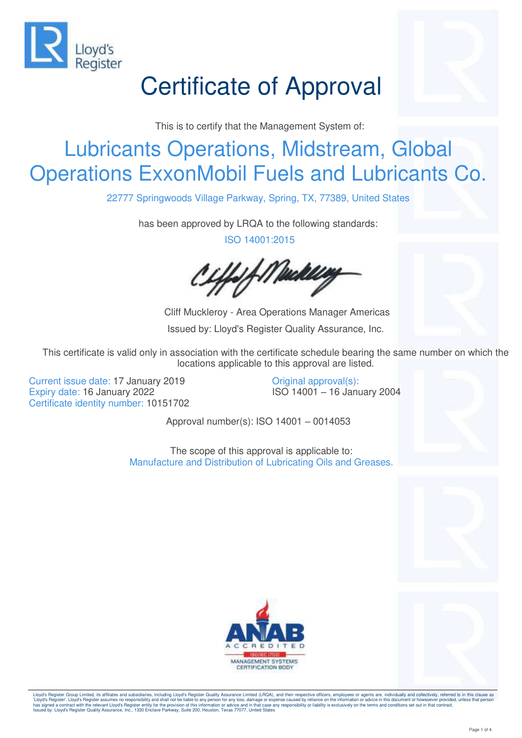# Certificate of Approval

This is to certify that the Management System of:

## Lubricants Operations, Midstream, Global Operations ExxonMobil Fuels and Lubricants Co.

22777 Springwoods Village Parkway, Spring, TX, 77389, United States

has been approved by LRQA to the following standards:

ISO 14001:2015

Cliff Muckleroy - Area Operations Manager Americas

Issued by: Lloyd's Register Quality Assurance, Inc.

This certificate is valid only in association with the certificate schedule bearing the same number on which the locations applicable to this approval are listed.

Current issue date: 17 January 2019
Expiry date: 16 January 2022
Certificate identity number: 10151702

Original approval(s):
ISO 14001 – 16 January 2004

Approval number(s): ISO 14001 – 0014053

The scope of this approval is applicable to:
Manufacture and Distribution of Lubricating Oils and Greases.

ANAB ACCREDITED ISO/IEC 17021 MANAGEMENT SYSTEMS CERTIFICATION BODY

Lloyd's Register Group Limited, its affiliates and subsidiaries, including Lloyd's Register Quality Assurance Limited (LRQA), and their respective officers, employees or agents are, individually and collectively, referred to in this clause as 'Lloyd's Register'. Lloyd's Register assumes no responsibility and shall not be liable to any person for any loss, damage or expense caused by reliance on the information or advice in this document or howsoever provided, unless that person has signed a contract with the relevant Lloyd's Register entity for the provision of this information or advice and in that case any responsibility or liability is exclusively on the terms and conditions set out in that contract.
Issued by: Lloyd's Register Quality Assurance, Inc., 1330 Enclave Parkway, Suite 200, Houston, Texas 77077, United States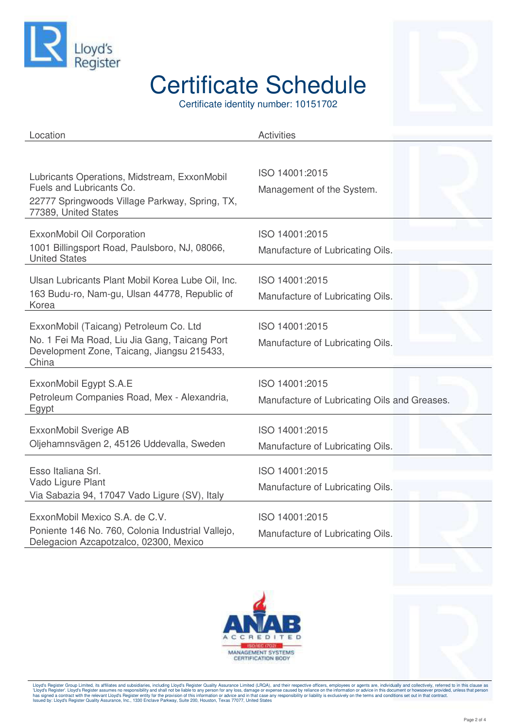# Certificate Schedule

Certificate identity number: 10151702

| Location | Activities |
|---|---|
| Lubricants Operations, Midstream, ExxonMobil Fuels and Lubricants Co.<br>22777 Springwoods Village Parkway, Spring, TX, 77389, United States | ISO 14001:2015<br>Management of the System. |
| ExxonMobil Oil Corporation<br>1001 Billingsport Road, Paulsboro, NJ, 08066, United States | ISO 14001:2015<br>Manufacture of Lubricating Oils. |
| Ulsan Lubricants Plant Mobil Korea Lube Oil, Inc.<br>163 Budu-ro, Nam-gu, Ulsan 44778, Republic of Korea | ISO 14001:2015<br>Manufacture of Lubricating Oils. |
| ExxonMobil (Taicang) Petroleum Co. Ltd<br>No. 1 Fei Ma Road, Liu Jia Gang, Taicang Port Development Zone, Taicang, Jiangsu 215433, China | ISO 14001:2015<br>Manufacture of Lubricating Oils. |
| ExxonMobil Egypt S.A.E<br>Petroleum Companies Road, Mex - Alexandria, Egypt | ISO 14001:2015<br>Manufacture of Lubricating Oils and Greases. |
| ExxonMobil Sverige AB<br>Oljehamnsvägen 2, 45126 Uddevalla, Sweden | ISO 14001:2015<br>Manufacture of Lubricating Oils. |
| Esso Italiana Srl.<br>Vado Ligure Plant<br>Via Sabazia 94, 17047 Vado Ligure (SV), Italy | ISO 14001:2015<br>Manufacture of Lubricating Oils. |
| ExxonMobil Mexico S.A. de C.V.<br>Poniente 146 No. 760, Colonia Industrial Vallejo, Delegacion Azcapotzalco, 02300, Mexico | ISO 14001:2015<br>Manufacture of Lubricating Oils. |

ANAB ACCREDITED
ISO/IEC 17021
MANAGEMENT SYSTEMS CERTIFICATION BODY

Lloyd's Register Group Limited, its affiliates and subsidiaries, including Lloyd's Register Quality Assurance Limited (LRQA), and their respective officers, employees or agents are, individually and collectively, referred to in this clause as 'Lloyd's Register'. Lloyd's Register assumes no responsibility and shall not be liable to any person for any loss, damage or expense caused by reliance on the information or advice in this document or howsoever provided, unless that person has signed a contract with the relevant Lloyd's Register entity for the provision of this information or advice and in that case any responsibility or liability is exclusively on the terms and conditions set out in that contract.
Issued by: Lloyd's Register Quality Assurance, Inc., 1330 Enclave Parkway, Suite 200, Houston, Texas 77077, United States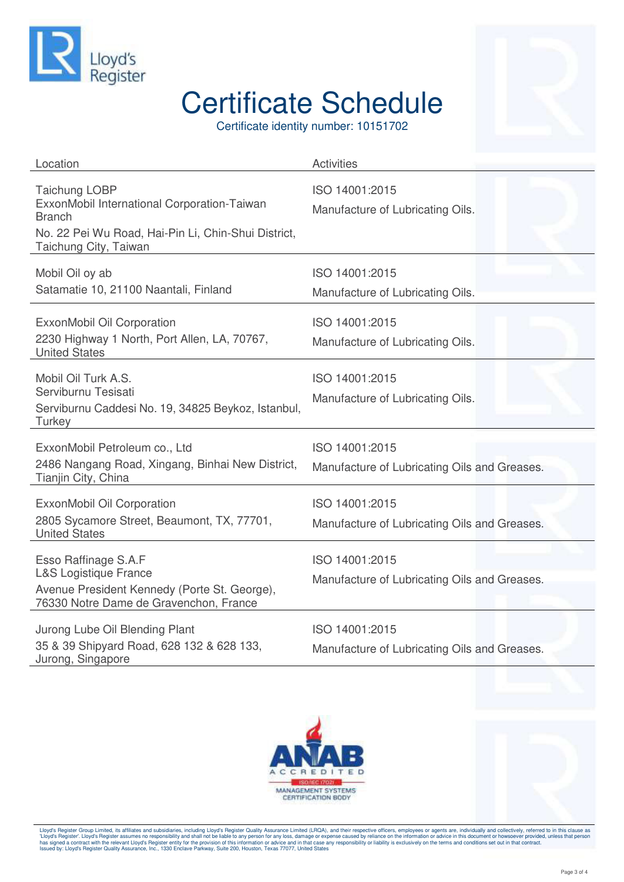Lloyd's Register

# Certificate Schedule

Certificate identity number: 10151702

| Location | Activities |
|---|---|
| Taichung LOBP<br>ExxonMobil International Corporation-Taiwan Branch<br>No. 22 Pei Wu Road, Hai-Pin Li, Chin-Shui District, Taichung City, Taiwan | ISO 14001:2015<br>Manufacture of Lubricating Oils. |
| Mobil Oil oy ab<br>Satamatie 10, 21100 Naantali, Finland | ISO 14001:2015<br>Manufacture of Lubricating Oils. |
| ExxonMobil Oil Corporation<br>2230 Highway 1 North, Port Allen, LA, 70767, United States | ISO 14001:2015<br>Manufacture of Lubricating Oils. |
| Mobil Oil Turk A.S.<br>Serviburnu Tesisati<br>Serviburnu Caddesi No. 19, 34825 Beykoz, Istanbul, Turkey | ISO 14001:2015<br>Manufacture of Lubricating Oils. |
| ExxonMobil Petroleum co., Ltd<br>2486 Nangang Road, Xingang, Binhai New District, Tianjin City, China | ISO 14001:2015<br>Manufacture of Lubricating Oils and Greases. |
| ExxonMobil Oil Corporation<br>2805 Sycamore Street, Beaumont, TX, 77701, United States | ISO 14001:2015<br>Manufacture of Lubricating Oils and Greases. |
| Esso Raffinage S.A.F<br>L&S Logistique France<br>Avenue President Kennedy (Porte St. George), 76330 Notre Dame de Gravenchon, France | ISO 14001:2015<br>Manufacture of Lubricating Oils and Greases. |
| Jurong Lube Oil Blending Plant<br>35 & 39 Shipyard Road, 628 132 & 628 133, Jurong, Singapore | ISO 14001:2015<br>Manufacture of Lubricating Oils and Greases. |

ANAB ACCREDITED ISO/IEC 17021 MANAGEMENT SYSTEMS CERTIFICATION BODY

Lloyd's Register Group Limited, its affiliates and subsidiaries, including Lloyd's Register Quality Assurance Limited (LRQA), and their respective officers, employees or agents are, individually and collectively, referred to in this clause as 'Lloyd's Register'. Lloyd's Register assumes no responsibility and shall not be liable to any person for any loss, damage or expense caused by reliance on the information or advice in this document or howsoever provided, unless that person has signed a contract with the relevant Lloyd's Register entity for the provision of this information or advice and in that case any responsibility or liability is exclusively on the terms and conditions set out in that contract.
Issued by: Lloyd's Register Quality Assurance, Inc., 1330 Enclave Parkway, Suite 200, Houston, Texas 77077, United States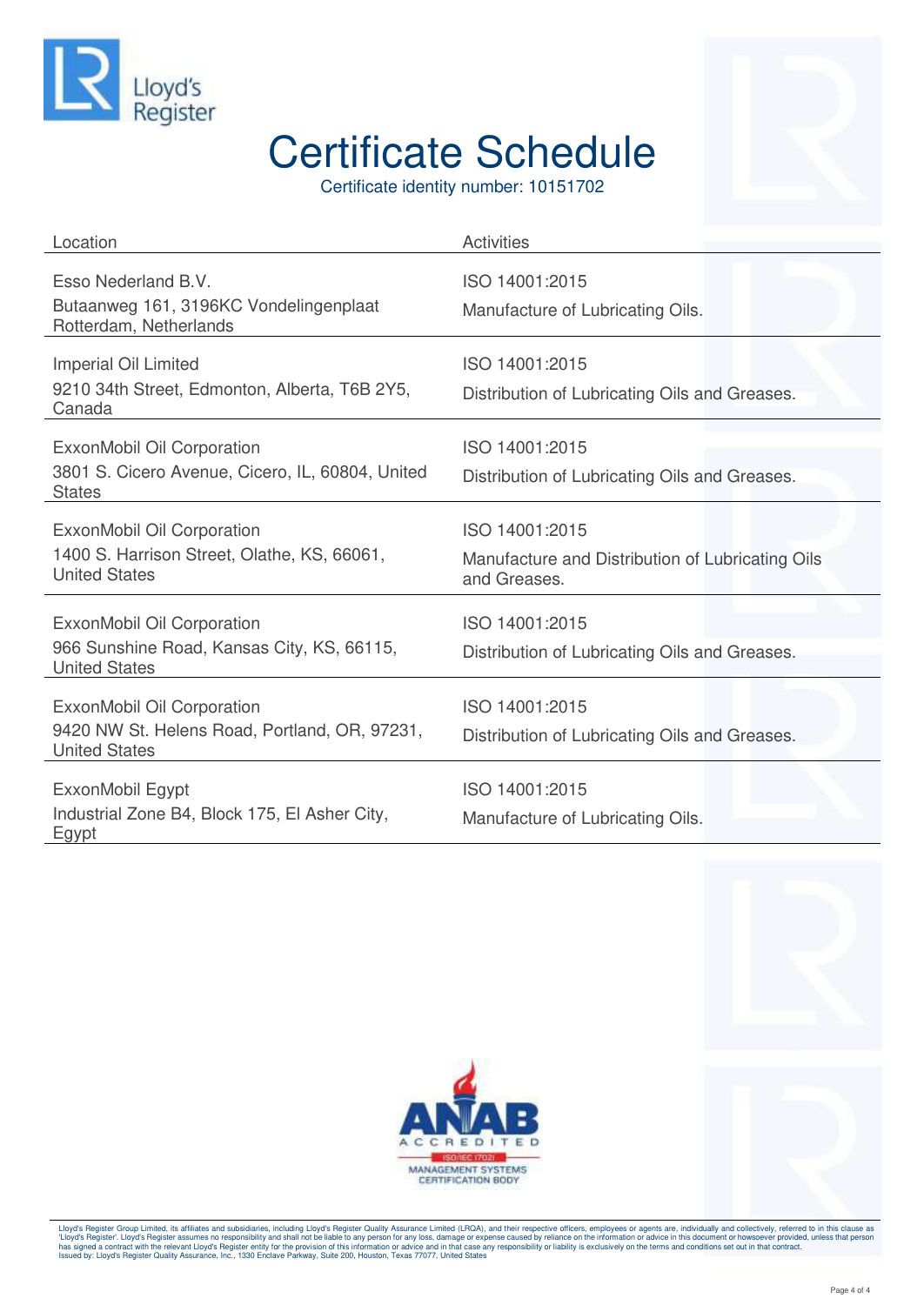Lloyd's Register

# Certificate Schedule

Certificate identity number: 10151702

| Location | Activities |
|---|---|
| Esso Nederland B.V.<br>Butaanweg 161, 3196KC Vondelingenplaat Rotterdam, Netherlands | ISO 14001:2015<br>Manufacture of Lubricating Oils. |
| Imperial Oil Limited<br>9210 34th Street, Edmonton, Alberta, T6B 2Y5, Canada | ISO 14001:2015<br>Distribution of Lubricating Oils and Greases. |
| ExxonMobil Oil Corporation<br>3801 S. Cicero Avenue, Cicero, IL, 60804, United States | ISO 14001:2015<br>Distribution of Lubricating Oils and Greases. |
| ExxonMobil Oil Corporation<br>1400 S. Harrison Street, Olathe, KS, 66061, United States | ISO 14001:2015<br>Manufacture and Distribution of Lubricating Oils and Greases. |
| ExxonMobil Oil Corporation<br>966 Sunshine Road, Kansas City, KS, 66115, United States | ISO 14001:2015<br>Distribution of Lubricating Oils and Greases. |
| ExxonMobil Oil Corporation<br>9420 NW St. Helens Road, Portland, OR, 97231, United States | ISO 14001:2015<br>Distribution of Lubricating Oils and Greases. |
| ExxonMobil Egypt<br>Industrial Zone B4, Block 175, El Asher City, Egypt | ISO 14001:2015<br>Manufacture of Lubricating Oils. |

ANAB ACCREDITED ISO/IEC 17021 MANAGEMENT SYSTEMS CERTIFICATION BODY

Lloyd's Register Group Limited, its affiliates and subsidiaries, including Lloyd's Register Quality Assurance Limited (LRQA), and their respective officers, employees or agents are, individually and collectively, referred to in this clause as 'Lloyd's Register'. Lloyd's Register assumes no responsibility and shall not be liable to any person for any loss, damage or expense caused by reliance on the information or advice in this document or howsoever provided, unless that person has signed a contract with the relevant Lloyd's Register entity for the provision of this information or advice and in that case any responsibility or liability is exclusively on the terms and conditions set out in that contract.
Issued by: Lloyd's Register Quality Assurance, Inc., 1330 Enclave Parkway, Suite 200, Houston, Texas 77077, United States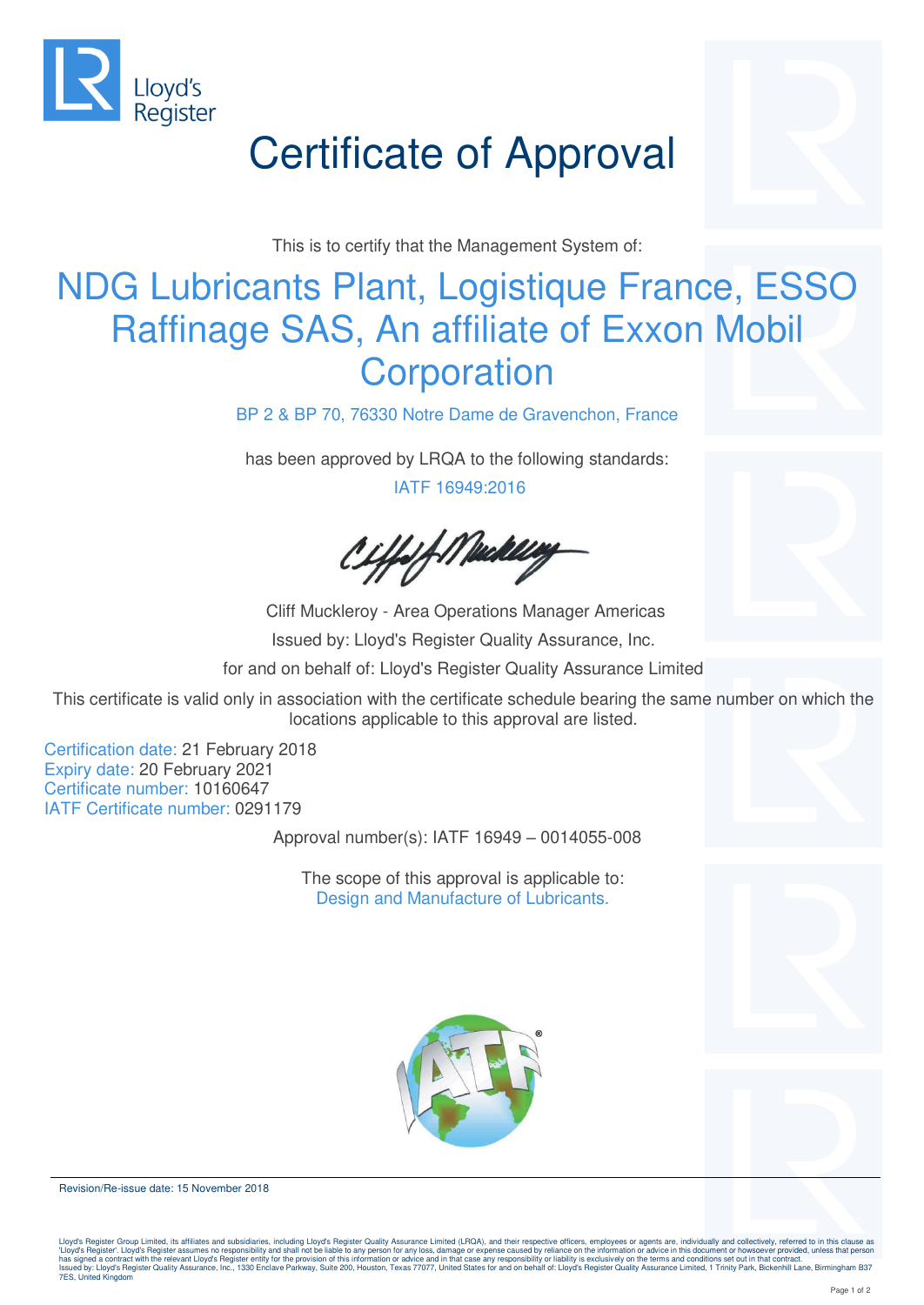Lloyd's Register

# Certificate of Approval

This is to certify that the Management System of:

## NDG Lubricants Plant, Logistique France, ESSO Raffinage SAS, An affiliate of Exxon Mobil Corporation

BP 2 & BP 70, 76330 Notre Dame de Gravenchon, France

has been approved by LRQA to the following standards:

IATF 16949:2016

Cliff Muckleroy - Area Operations Manager Americas

Issued by: Lloyd's Register Quality Assurance, Inc.

for and on behalf of: Lloyd's Register Quality Assurance Limited

This certificate is valid only in association with the certificate schedule bearing the same number on which the locations applicable to this approval are listed.

Certification date: 21 February 2018
Expiry date: 20 February 2021
Certificate number: 10160647
IATF Certificate number: 0291179

Approval number(s): IATF 16949 – 0014055-008

The scope of this approval is applicable to:
Design and Manufacture of Lubricants.

IATF

Revision/Re-issue date: 15 November 2018

Lloyd's Register Group Limited, its affiliates and subsidiaries, including Lloyd's Register Quality Assurance Limited (LRQA), and their respective officers, employees or agents are, individually and collectively, referred to in this clause as 'Lloyd's Register'. Lloyd's Register assumes no responsibility and shall not be liable to any person for any loss, damage or expense caused by reliance on the information or advice in this document or howsoever provided, unless that person has signed a contract with the relevant Lloyd's Register entity for the provision of this information or advice and in that case any responsibility or liability is exclusively on the terms and conditions set out in that contract.
Issued by: Lloyd's Register Quality Assurance, Inc., 1330 Enclave Parkway, Suite 200, Houston, Texas 77077, United States for and on behalf of: Lloyd's Register Quality Assurance Limited, 1 Trinity Park, Bickenhill Lane, Birmingham B37 7ES, United Kingdom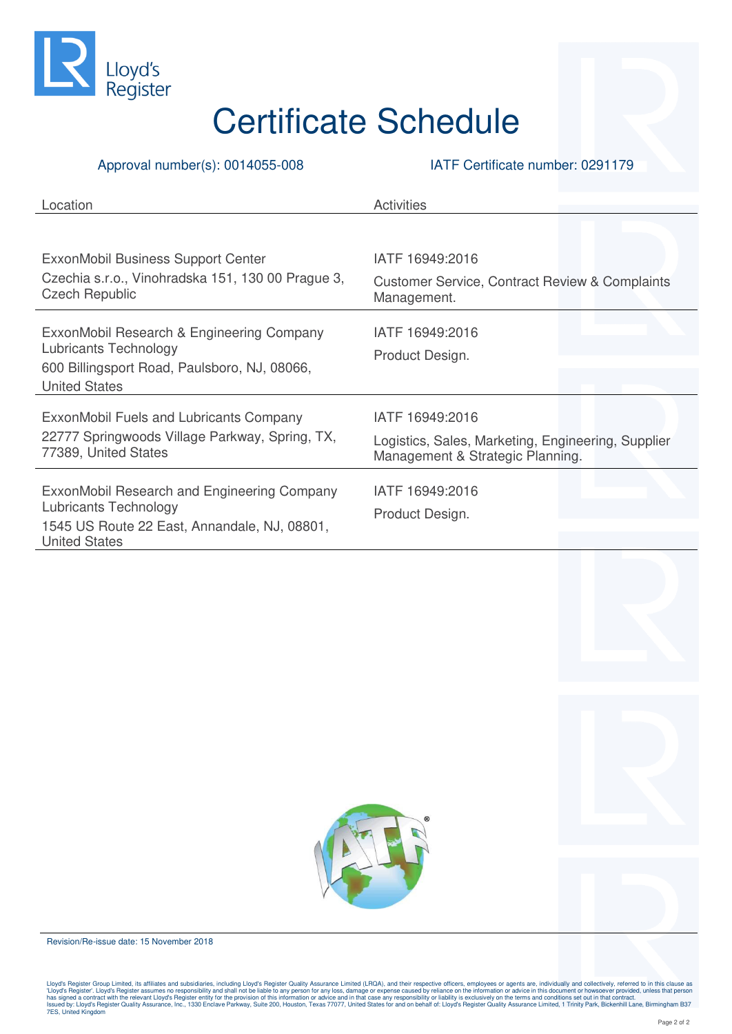Lloyd's Register

# Certificate Schedule

Approval number(s): 0014055-008 IATF Certificate number: 0291179

| Location | Activities |
|---|---|
| ExxonMobil Business Support Center<br>Czechia s.r.o., Vinohradska 151, 130 00 Prague 3, Czech Republic | IATF 16949:2016<br>Customer Service, Contract Review & Complaints Management. |
| ExxonMobil Research & Engineering Company Lubricants Technology<br>600 Billingsport Road, Paulsboro, NJ, 08066, United States | IATF 16949:2016<br>Product Design. |
| ExxonMobil Fuels and Lubricants Company<br>22777 Springwoods Village Parkway, Spring, TX, 77389, United States | IATF 16949:2016<br>Logistics, Sales, Marketing, Engineering, Supplier Management & Strategic Planning. |
| ExxonMobil Research and Engineering Company Lubricants Technology<br>1545 US Route 22 East, Annandale, NJ, 08801, United States | IATF 16949:2016<br>Product Design. |

Revision/Re-issue date: 15 November 2018

Lloyd's Register Group Limited, its affiliates and subsidiaries, including Lloyd's Register Quality Assurance Limited (LRQA), and their respective officers, employees or agents are, individually and collectively, referred to in this clause as 'Lloyd's Register'. Lloyd's Register assumes no responsibility and shall not be liable to any person for any loss, damage or expense caused by reliance on the information or advice in this document or howsoever provided, unless that person has signed a contract with the relevant Lloyd's Register entity for the provision of this information or advice and in that case any responsibility or liability is exclusively on the terms and conditions set out in that contract.
Issued by: Lloyd's Register Quality Assurance, Inc., 1330 Enclave Parkway, Suite 200, Houston, Texas 77077, United States for and on behalf of: Lloyd's Register Quality Assurance Limited, 1 Trinity Park, Bickenhill Lane, Birmingham B37 7ES, United Kingdom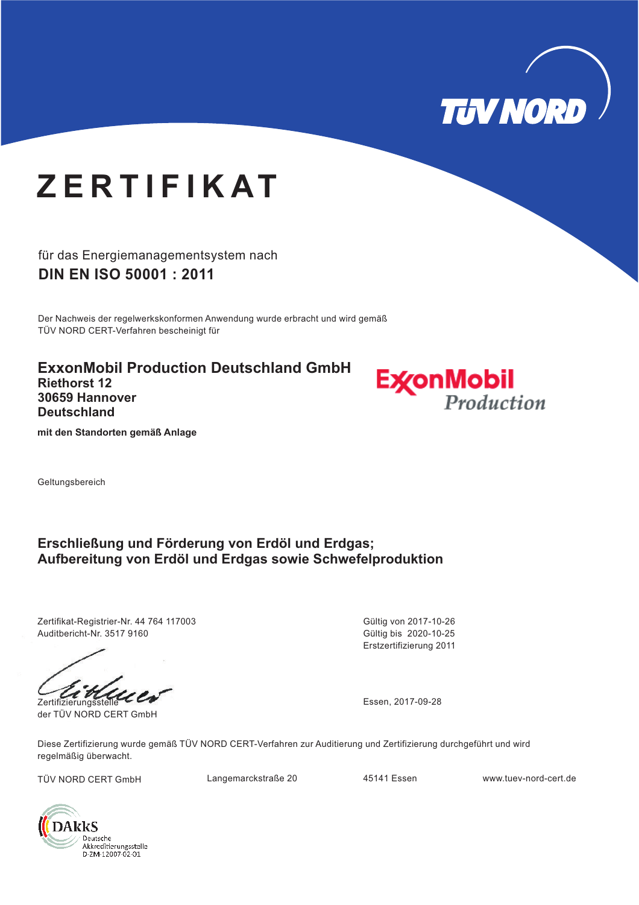# ZERTIFIKAT

für das Energiemanagementsystem nach

**DIN EN ISO 50001 : 2011**

Der Nachweis der regelwerkskonformen Anwendung wurde erbracht und wird gemäß TÜV NORD CERT-Verfahren bescheinigt für

**ExxonMobil Production Deutschland GmbH**
**Riethorst 12**
**30659 Hannover**
**Deutschland**

**mit den Standorten gemäß Anlage**

Geltungsbereich

**Erschließung und Förderung von Erdöl und Erdgas;**
**Aufbereitung von Erdöl und Erdgas sowie Schwefelproduktion**

Zertifikat-Registrier-Nr. 44 764 117003
Auditbericht-Nr. 3517 9160

Gültig von 2017-10-26
Gültig bis 2020-10-25
Erstzertifizierung 2011

Zertifizierungsstelle
der TÜV NORD CERT GmbH

Essen, 2017-09-28

Diese Zertifizierung wurde gemäß TÜV NORD CERT-Verfahren zur Auditierung und Zertifizierung durchgeführt und wird regelmäßig überwacht.

TÜV NORD CERT GmbH Langemarckstraße 20 45141 Essen www.tuev-nord-cert.de

DAkkS Deutsche Akkreditierungsstelle D-ZM-12007-02-01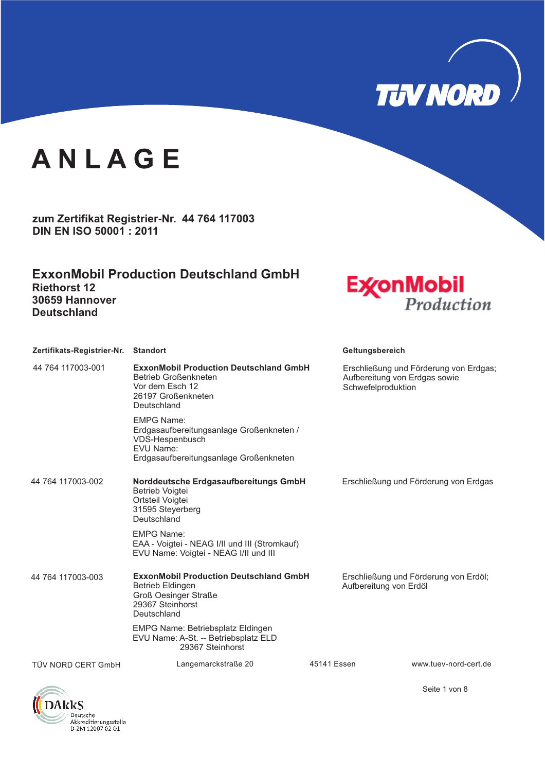# ANLAGE

**zum Zertifikat Registrier-Nr. 44 764 117003**
**DIN EN ISO 50001 : 2011**

## ExxonMobil Production Deutschland GmbH

**Riethorst 12**
**30659 Hannover**
**Deutschland**

| Zertifikats-Registrier-Nr. | Standort | Geltungsbereich |
|---|---|---|
| 44 764 117003-001 | **ExxonMobil Production Deutschland GmbH**<br>Betrieb Großenkneten<br>Vor dem Esch 12<br>26197 Großenkneten<br>Deutschland<br><br>EMPG Name:<br>Erdgasaufbereitungsanlage Großenkneten / VDS-Hespenbusch<br>EVU Name:<br>Erdgasaufbereitungsanlage Großenkneten | Erschließung und Förderung von Erdgas; Aufbereitung von Erdgas sowie Schwefelproduktion |
| 44 764 117003-002 | **Norddeutsche Erdgasaufbereitungs GmbH**<br>Betrieb Voigtei<br>Ortsteil Voigtei<br>31595 Steyerberg<br>Deutschland<br><br>EMPG Name:<br>EAA - Voigtei - NEAG I/II und III (Stromkauf)<br>EVU Name: Voigtei - NEAG I/II und III | Erschließung und Förderung von Erdgas |
| 44 764 117003-003 | **ExxonMobil Production Deutschland GmbH**<br>Betrieb Eldingen<br>Groß Oesinger Straße<br>29367 Steinhorst<br>Deutschland<br><br>EMPG Name: Betriebsplatz Eldingen<br>EVU Name: A-St. -- Betriebsplatz ELD<br>29367 Steinhorst | Erschließung und Förderung von Erdöl; Aufbereitung von Erdöl |

TÜV NORD CERT GmbH Langemarckstraße 20 45141 Essen www.tuev-nord-cert.de

DAkkS Deutsche Akkreditierungsstelle D-ZM-12007-02-01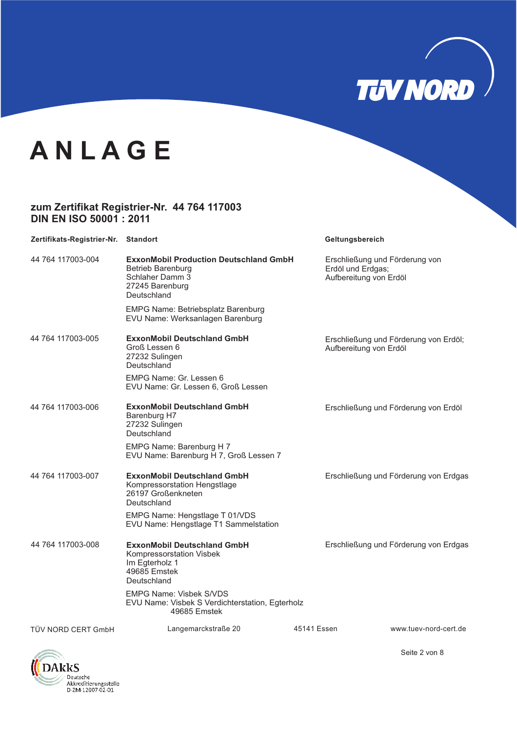# ANLAGE

**zum Zertifikat Registrier-Nr. 44 764 117003**
**DIN EN ISO 50001 : 2011**

| Zertifikats-Registrier-Nr. | Standort | Geltungsbereich |
|---|---|---|
| 44 764 117003-004 | **ExxonMobil Production Deutschland GmbH**<br>Betrieb Barenburg<br>Schlaher Damm 3<br>27245 Barenburg<br>Deutschland<br><br>EMPG Name: Betriebsplatz Barenburg<br>EVU Name: Werksanlagen Barenburg | Erschließung und Förderung von Erdöl und Erdgas;<br>Aufbereitung von Erdöl |
| 44 764 117003-005 | **ExxonMobil Deutschland GmbH**<br>Groß Lessen 6<br>27232 Sulingen<br>Deutschland<br><br>EMPG Name: Gr. Lessen 6<br>EVU Name: Gr. Lessen 6, Groß Lessen | Erschließung und Förderung von Erdöl;<br>Aufbereitung von Erdöl |
| 44 764 117003-006 | **ExxonMobil Deutschland GmbH**<br>Barenburg H7<br>27232 Sulingen<br>Deutschland<br><br>EMPG Name: Barenburg H 7<br>EVU Name: Barenburg H 7, Groß Lessen 7 | Erschließung und Förderung von Erdöl |
| 44 764 117003-007 | **ExxonMobil Deutschland GmbH**<br>Kompressorstation Hengstlage<br>26197 Großenkneten<br>Deutschland<br><br>EMPG Name: Hengstlage T 01/VDS<br>EVU Name: Hengstlage T1 Sammelstation | Erschließung und Förderung von Erdgas |
| 44 764 117003-008 | **ExxonMobil Deutschland GmbH**<br>Kompressorstation Visbek<br>Im Egterholz 1<br>49685 Emstek<br>Deutschland<br><br>EMPG Name: Visbek S/VDS<br>EVU Name: Visbek S Verdichterstation, Egterholz 49685 Emstek | Erschließung und Förderung von Erdgas |

TÜV NORD CERT GmbH    Langemarckstraße 20    45141 Essen    www.tuev-nord-cert.de

DAkkS Deutsche Akkreditierungsstelle D-ZM-12007-02-01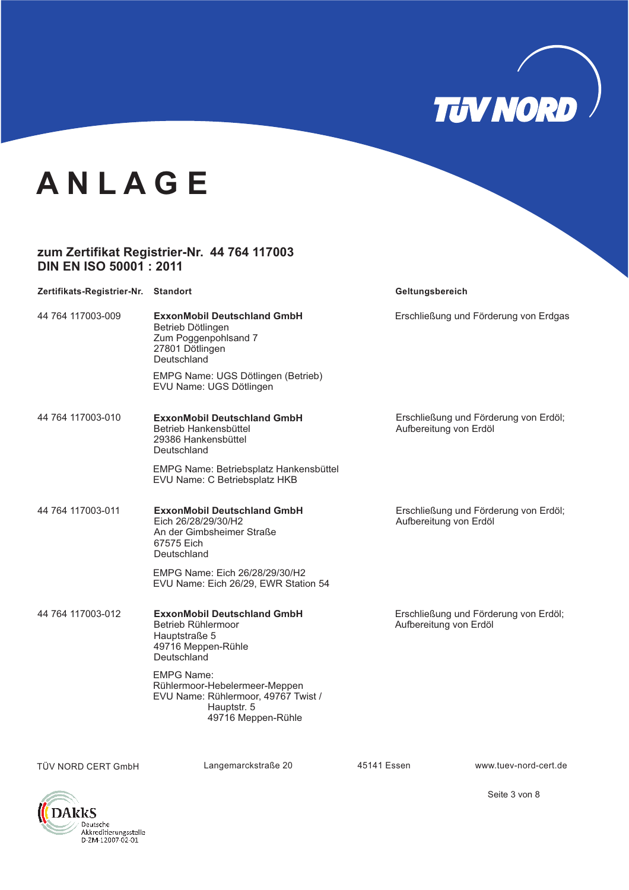# ANLAGE

## zum Zertifikat Registrier-Nr. 44 764 117003
## DIN EN ISO 50001 : 2011

| Zertifikats-Registrier-Nr. | Standort | Geltungsbereich |
|---|---|---|
| 44 764 117003-009 | **ExxonMobil Deutschland GmbH**<br>Betrieb Dötlingen<br>Zum Poggenpohlsand 7<br>27801 Dötlingen<br>Deutschland<br><br>EMPG Name: UGS Dötlingen (Betrieb)<br>EVU Name: UGS Dötlingen | Erschließung und Förderung von Erdgas |
| 44 764 117003-010 | **ExxonMobil Deutschland GmbH**<br>Betrieb Hankensbüttel<br>29386 Hankensbüttel<br>Deutschland<br><br>EMPG Name: Betriebsplatz Hankensbüttel<br>EVU Name: C Betriebsplatz HKB | Erschließung und Förderung von Erdöl;<br>Aufbereitung von Erdöl |
| 44 764 117003-011 | **ExxonMobil Deutschland GmbH**<br>Eich 26/28/29/30/H2<br>An der Gimbsheimer Straße<br>67575 Eich<br>Deutschland<br><br>EMPG Name: Eich 26/28/29/30/H2<br>EVU Name: Eich 26/29, EWR Station 54 | Erschließung und Förderung von Erdöl;<br>Aufbereitung von Erdöl |
| 44 764 117003-012 | **ExxonMobil Deutschland GmbH**<br>Betrieb Rühlermoor<br>Hauptstraße 5<br>49716 Meppen-Rühle<br>Deutschland<br><br>EMPG Name:<br>Rühlermoor-Hebelermeer-Meppen<br>EVU Name: Rühlermoor, 49767 Twist /<br>Hauptstr. 5<br>49716 Meppen-Rühle | Erschließung und Förderung von Erdöl;<br>Aufbereitung von Erdöl |

TÜV NORD CERT GmbH    Langemarckstraße 20    45141 Essen    www.tuev-nord-cert.de

DAkkS Deutsche Akkreditierungsstelle D-ZM-12007-02-01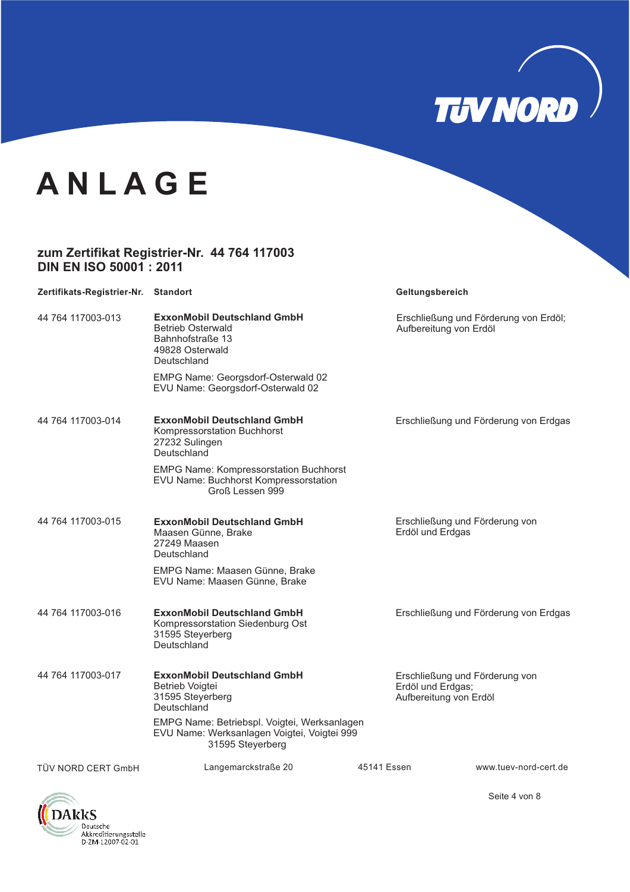# ANLAGE

## zum Zertifikat Registrier-Nr. 44 764 117003 DIN EN ISO 50001 : 2011

| Zertifikats-Registrier-Nr. | Standort | Geltungsbereich |
|---|---|---|
| 44 764 117003-013 | **ExxonMobil Deutschland GmbH**<br>Betrieb Osterwald<br>Bahnhofstraße 13<br>49828 Osterwald<br>Deutschland<br><br>EMPG Name: Georgsdorf-Osterwald 02<br>EVU Name: Georgsdorf-Osterwald 02 | Erschließung und Förderung von Erdöl; Aufbereitung von Erdöl |
| 44 764 117003-014 | **ExxonMobil Deutschland GmbH**<br>Kompressorstation Buchhorst<br>27232 Sulingen<br>Deutschland<br><br>EMPG Name: Kompressorstation Buchhorst<br>EVU Name: Buchhorst Kompressorstation Groß Lessen 999 | Erschließung und Förderung von Erdgas |
| 44 764 117003-015 | **ExxonMobil Deutschland GmbH**<br>Maasen Günne, Brake<br>27249 Maasen<br>Deutschland<br><br>EMPG Name: Maasen Günne, Brake<br>EVU Name: Maasen Günne, Brake | Erschließung und Förderung von Erdöl und Erdgas |
| 44 764 117003-016 | **ExxonMobil Deutschland GmbH**<br>Kompressorstation Siedenburg Ost<br>31595 Steyerberg<br>Deutschland | Erschließung und Förderung von Erdgas |
| 44 764 117003-017 | **ExxonMobil Deutschland GmbH**<br>Betrieb Voigtei<br>31595 Steyerberg<br>Deutschland<br><br>EMPG Name: Betriebspl. Voigtei, Werksanlagen<br>EVU Name: Werksanlagen Voigtei, Voigtei 999 31595 Steyerberg | Erschließung und Förderung von Erdöl und Erdgas; Aufbereitung von Erdöl |

TÜV NORD CERT GmbH  Langemarckstraße 20  45141 Essen  www.tuev-nord-cert.de

DAkkS Deutsche Akkreditierungsstelle D-ZM-12007-02-01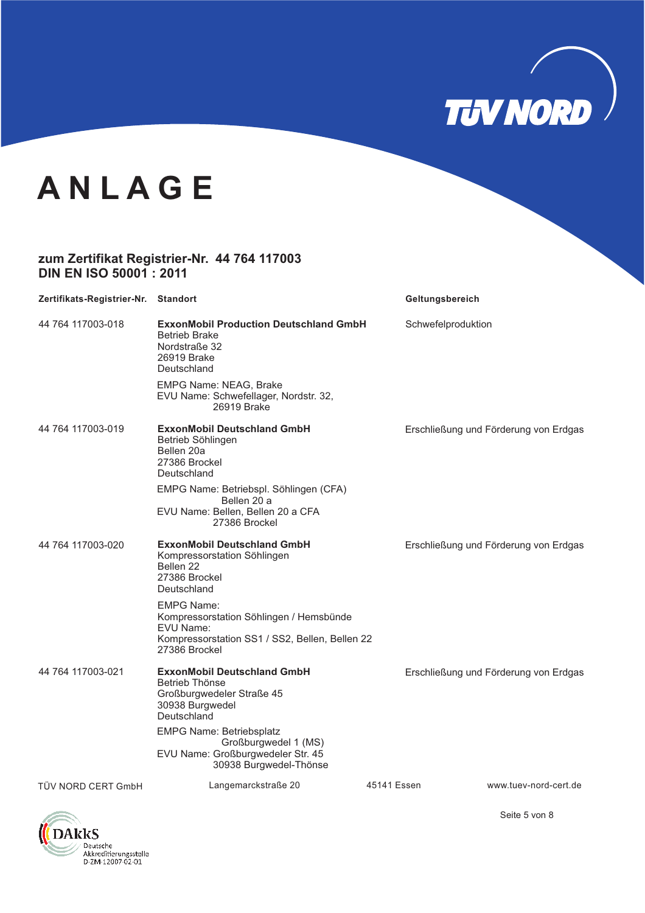# ANLAGE

## zum Zertifikat Registrier-Nr. 44 764 117003
## DIN EN ISO 50001 : 2011

| Zertifikats-Registrier-Nr. | Standort | Geltungsbereich |
|---|---|---|
| 44 764 117003-018 | **ExxonMobil Production Deutschland GmbH**<br>Betrieb Brake<br>Nordstraße 32<br>26919 Brake<br>Deutschland<br><br>EMPG Name: NEAG, Brake<br>EVU Name: Schwefellager, Nordstr. 32,<br>26919 Brake | Schwefelproduktion |
| 44 764 117003-019 | **ExxonMobil Deutschland GmbH**<br>Betrieb Söhlingen<br>Bellen 20a<br>27386 Brockel<br>Deutschland<br><br>EMPG Name: Betriebspl. Söhlingen (CFA)<br>Bellen 20 a<br>EVU Name: Bellen, Bellen 20 a CFA<br>27386 Brockel | Erschließung und Förderung von Erdgas |
| 44 764 117003-020 | **ExxonMobil Deutschland GmbH**<br>Kompressorstation Söhlingen<br>Bellen 22<br>27386 Brockel<br>Deutschland<br><br>EMPG Name:<br>Kompressorstation Söhlingen / Hemsbünde<br>EVU Name:<br>Kompressorstation SS1 / SS2, Bellen, Bellen 22<br>27386 Brockel | Erschließung und Förderung von Erdgas |
| 44 764 117003-021 | **ExxonMobil Deutschland GmbH**<br>Betrieb Thönse<br>Großburgwedeler Straße 45<br>30938 Burgwedel<br>Deutschland<br><br>EMPG Name: Betriebsplatz<br>Großburgwedel 1 (MS)<br>EVU Name: Großburgwedeler Str. 45<br>30938 Burgwedel-Thönse | Erschließung und Förderung von Erdgas |

TÜV NORD CERT GmbH Langemarckstraße 20 45141 Essen www.tuev-nord-cert.de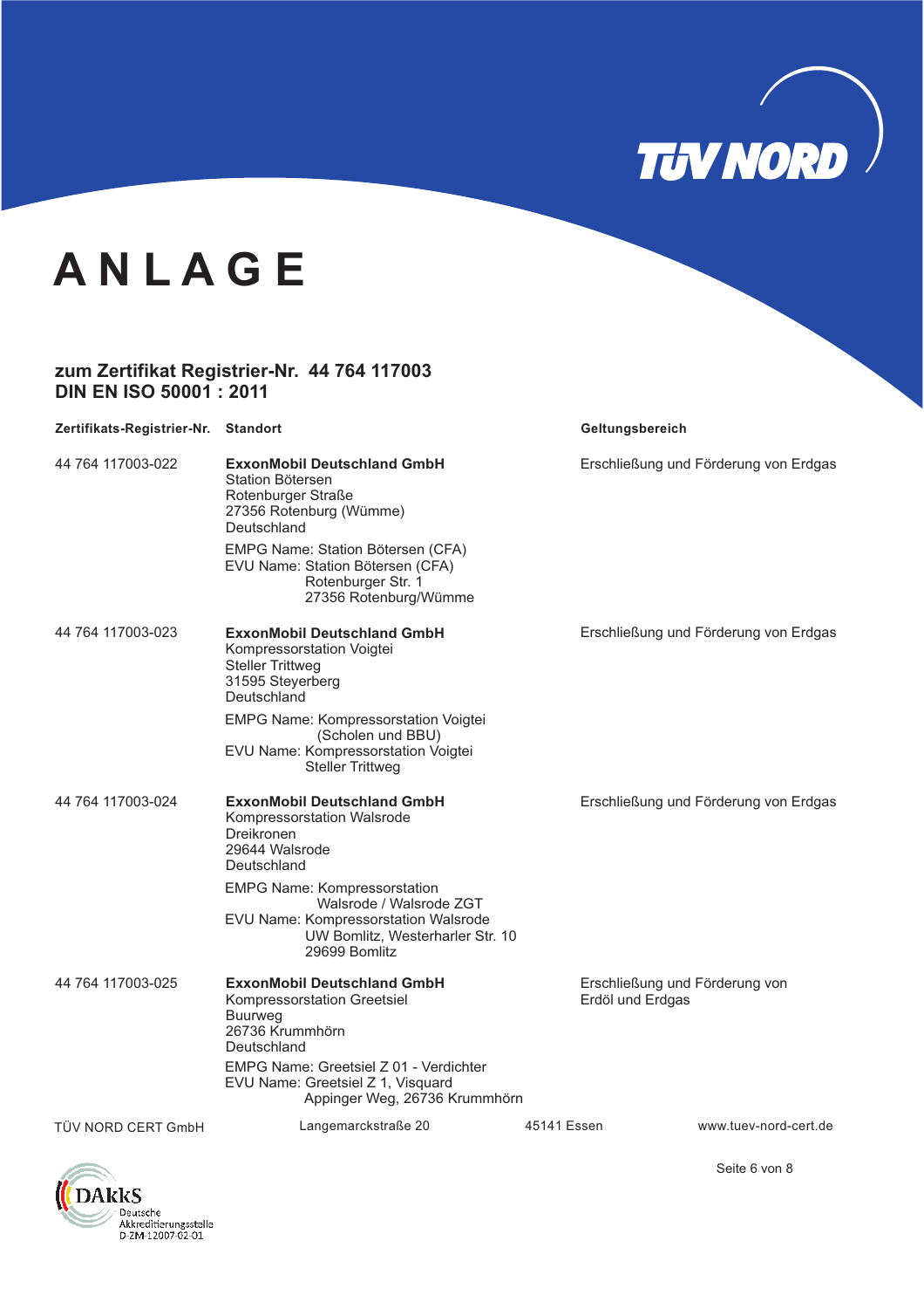# ANLAGE

**zum Zertifikat Registrier-Nr. 44 764 117003**
**DIN EN ISO 50001 : 2011**

| Zertifikats-Registrier-Nr. | Standort | Geltungsbereich |
|---|---|---|
| 44 764 117003-022 | **ExxonMobil Deutschland GmbH**<br>Station Bötersen<br>Rotenburger Straße<br>27356 Rotenburg (Wümme)<br>Deutschland<br><br>EMPG Name: Station Bötersen (CFA)<br>EVU Name: Station Bötersen (CFA)<br>Rotenburger Str. 1<br>27356 Rotenburg/Wümme | Erschließung und Förderung von Erdgas |
| 44 764 117003-023 | **ExxonMobil Deutschland GmbH**<br>Kompressorstation Voigtei<br>Steller Trittweg<br>31595 Steyerberg<br>Deutschland<br><br>EMPG Name: Kompressorstation Voigtei (Scholen und BBU)<br>EVU Name: Kompressorstation Voigtei<br>Steller Trittweg | Erschließung und Förderung von Erdgas |
| 44 764 117003-024 | **ExxonMobil Deutschland GmbH**<br>Kompressorstation Walsrode<br>Dreikronen<br>29644 Walsrode<br>Deutschland<br><br>EMPG Name: Kompressorstation Walsrode / Walsrode ZGT<br>EVU Name: Kompressorstation Walsrode<br>UW Bomlitz, Westerharler Str. 10<br>29699 Bomlitz | Erschließung und Förderung von Erdgas |
| 44 764 117003-025 | **ExxonMobil Deutschland GmbH**<br>Kompressorstation Greetsiel<br>Buurweg<br>26736 Krummhörn<br>Deutschland<br><br>EMPG Name: Greetsiel Z 01 - Verdichter<br>EVU Name: Greetsiel Z 1, Visquard<br>Appinger Weg, 26736 Krummhörn | Erschließung und Förderung von Erdöl und Erdgas |

TÜV NORD CERT GmbH Langemarckstraße 20 45141 Essen www.tuev-nord-cert.de

DAkkS Deutsche Akkreditierungsstelle D-ZM-12007-02-01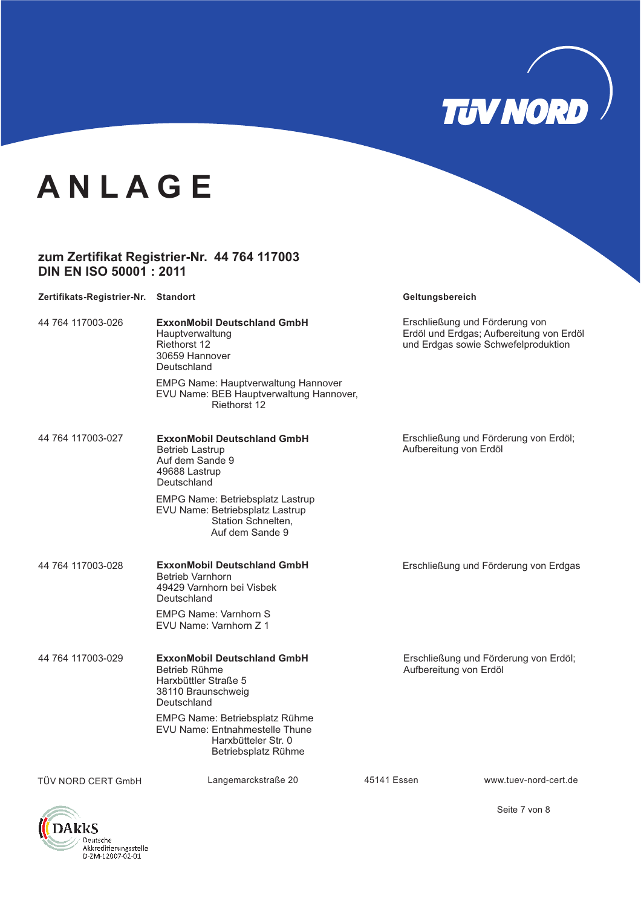# ANLAGE

**zum Zertifikat Registrier-Nr. 44 764 117003**
**DIN EN ISO 50001 : 2011**

| Zertifikats-Registrier-Nr. | Standort | Geltungsbereich |
|---|---|---|
| 44 764 117003-026 | **ExxonMobil Deutschland GmbH**<br>Hauptverwaltung<br>Riethorst 12<br>30659 Hannover<br>Deutschland<br><br>EMPG Name: Hauptverwaltung Hannover<br>EVU Name: BEB Hauptverwaltung Hannover, Riethorst 12 | Erschließung und Förderung von Erdöl und Erdgas; Aufbereitung von Erdöl und Erdgas sowie Schwefelproduktion |
| 44 764 117003-027 | **ExxonMobil Deutschland GmbH**<br>Betrieb Lastrup<br>Auf dem Sande 9<br>49688 Lastrup<br>Deutschland<br><br>EMPG Name: Betriebsplatz Lastrup<br>EVU Name: Betriebsplatz Lastrup Station Schnelten, Auf dem Sande 9 | Erschließung und Förderung von Erdöl; Aufbereitung von Erdöl |
| 44 764 117003-028 | **ExxonMobil Deutschland GmbH**<br>Betrieb Varnhorn<br>49429 Varnhorn bei Visbek<br>Deutschland<br><br>EMPG Name: Varnhorn S<br>EVU Name: Varnhorn Z 1 | Erschließung und Förderung von Erdgas |
| 44 764 117003-029 | **ExxonMobil Deutschland GmbH**<br>Betrieb Rühme<br>Harxbüttler Straße 5<br>38110 Braunschweig<br>Deutschland<br><br>EMPG Name: Betriebsplatz Rühme<br>EVU Name: Entnahmestelle Thune Harxbütteler Str. 0 Betriebsplatz Rühme | Erschließung und Förderung von Erdöl; Aufbereitung von Erdöl |

TÜV NORD CERT GmbH Langemarckstraße 20 45141 Essen www.tuev-nord-cert.de

DAkkS Deutsche Akkreditierungsstelle D-ZM-12007-02-01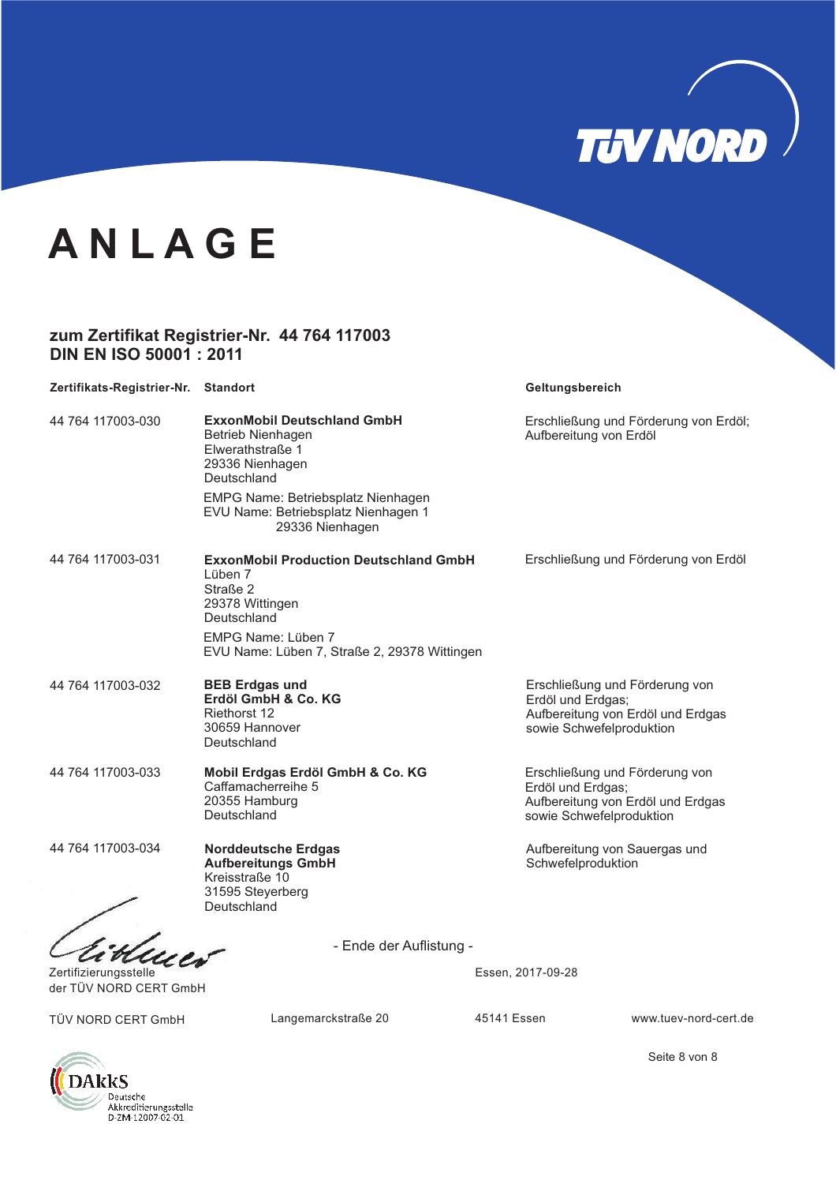# ANLAGE

**zum Zertifikat Registrier-Nr. 44 764 117003**
**DIN EN ISO 50001 : 2011**

| Zertifikats-Registrier-Nr. | Standort | Geltungsbereich |
|---|---|---|
| 44 764 117003-030 | **ExxonMobil Deutschland GmbH**<br>Betrieb Nienhagen<br>Elwerathstraße 1<br>29336 Nienhagen<br>Deutschland<br>EMPG Name: Betriebsplatz Nienhagen<br>EVU Name: Betriebsplatz Nienhagen 1<br>29336 Nienhagen | Erschließung und Förderung von Erdöl;<br>Aufbereitung von Erdöl |
| 44 764 117003-031 | **ExxonMobil Production Deutschland GmbH**<br>Lüben 7<br>Straße 2<br>29378 Wittingen<br>Deutschland<br>EMPG Name: Lüben 7<br>EVU Name: Lüben 7, Straße 2, 29378 Wittingen | Erschließung und Förderung von Erdöl |
| 44 764 117003-032 | **BEB Erdgas und Erdöl GmbH & Co. KG**<br>Riethorst 12<br>30659 Hannover<br>Deutschland | Erschließung und Förderung von Erdöl und Erdgas;<br>Aufbereitung von Erdöl und Erdgas sowie Schwefelproduktion |
| 44 764 117003-033 | **Mobil Erdgas Erdöl GmbH & Co. KG**<br>Caffamacherreihe 5<br>20355 Hamburg<br>Deutschland | Erschließung und Förderung von Erdöl und Erdgas;<br>Aufbereitung von Erdöl und Erdgas sowie Schwefelproduktion |
| 44 764 117003-034 | **Norddeutsche Erdgas Aufbereitungs GmbH**<br>Kreisstraße 10<br>31595 Steyerberg<br>Deutschland | Aufbereitung von Sauergas und Schwefelproduktion |

\- Ende der Auflistung -

Zertifizierungsstelle
der TÜV NORD CERT GmbH

Essen, 2017-09-28

TÜV NORD CERT GmbH    Langemarckstraße 20    45141 Essen    www.tuev-nord-cert.de

DAkkS Deutsche Akkreditierungsstelle D-ZM-12007-02-01